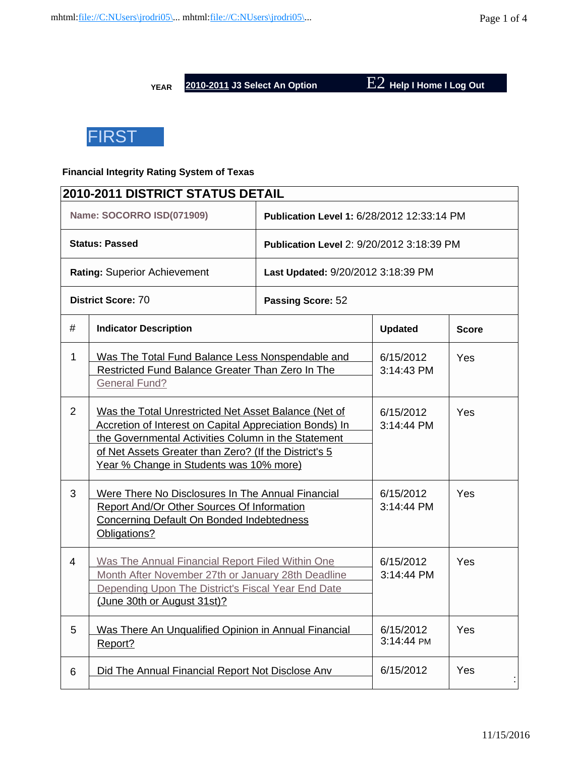YEAR **2010-2011** J3 Select An Option E2 Help I Home I Log Out

# FIRST

**Financial Integrity Rating System of Texas**

| 2010-2011 DISTRICT STATUS DETAIL | |
|---|---|
| **Name: SOCORRO ISD(071909)** | **Publication Level 1:** 6/28/2012 12:33:14 PM |
| **Status: Passed** | **Publication Level** 2: 9/20/2012 3:18:39 PM |
| **Rating:** Superior Achievement | **Last Updated:** 9/20/2012 3:18:39 PM |
| **District Score:** 70 | **Passing Score:** 52 |

| # | Indicator Description | Updated | Score |
|---|---|---|---|
| 1 | Was The Total Fund Balance Less Nonspendable and Restricted Fund Balance Greater Than Zero In The General Fund? | 6/15/2012 3:14:43 PM | Yes |
| 2 | Was the Total Unrestricted Net Asset Balance (Net of Accretion of Interest on Capital Appreciation Bonds) In the Governmental Activities Column in the Statement of Net Assets Greater than Zero? (If the District's 5 Year % Change in Students was 10% more) | 6/15/2012 3:14:44 PM | Yes |
| 3 | Were There No Disclosures In The Annual Financial Report And/Or Other Sources Of Information Concerning Default On Bonded Indebtedness Obligations? | 6/15/2012 3:14:44 PM | Yes |
| 4 | Was The Annual Financial Report Filed Within One Month After November 27th or January 28th Deadline Depending Upon The District's Fiscal Year End Date (June 30th or August 31st)? | 6/15/2012 3:14:44 PM | Yes |
| 5 | Was There An Unqualified Opinion in Annual Financial Report? | 6/15/2012 3:14:44 PM | Yes |
| 6 | Did The Annual Financial Report Not Disclose Any | 6/15/2012 | Yes |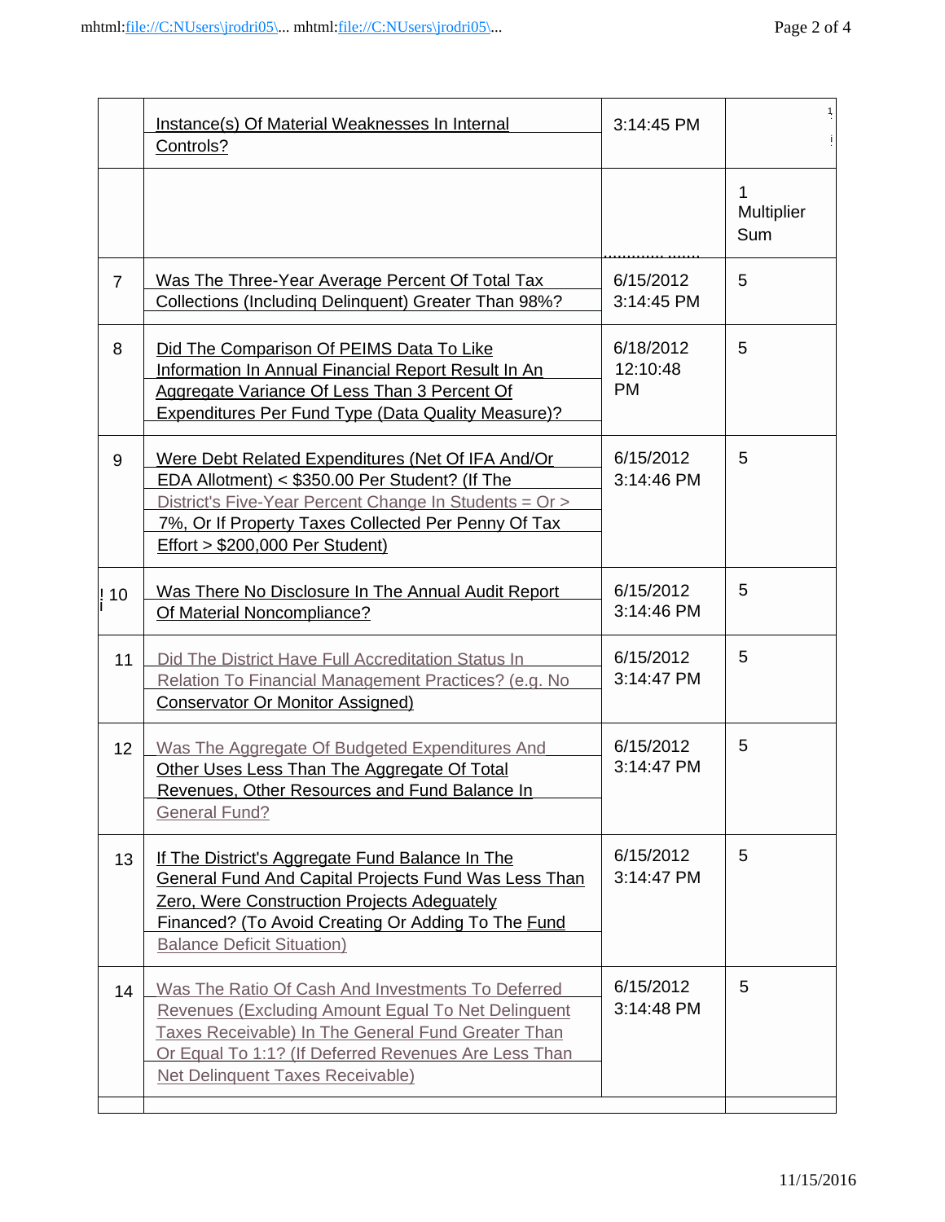|  |  |  |  |
|---|---|---|---|
|  | Instance(s) Of Material Weaknesses In Internal Controls? | 3:14:45 PM |  |
|  |  |  | 1 Multiplier Sum |
| 7 | Was The Three-Year Average Percent Of Total Tax Collections (Including Delinquent) Greater Than 98%? | 6/15/2012 3:14:45 PM | 5 |
| 8 | Did The Comparison Of PEIMS Data To Like Information In Annual Financial Report Result In An Aggregate Variance Of Less Than 3 Percent Of Expenditures Per Fund Type (Data Quality Measure)? | 6/18/2012 12:10:48 PM | 5 |
| 9 | Were Debt Related Expenditures (Net Of IFA And/Or EDA Allotment) < $350.00 Per Student? (If The District's Five-Year Percent Change In Students = Or > 7%, Or If Property Taxes Collected Per Penny Of Tax Effort > $200,000 Per Student) | 6/15/2012 3:14:46 PM | 5 |
| 10 | Was There No Disclosure In The Annual Audit Report Of Material Noncompliance? | 6/15/2012 3:14:46 PM | 5 |
| 11 | Did The District Have Full Accreditation Status In Relation To Financial Management Practices? (e.g. No Conservator Or Monitor Assigned) | 6/15/2012 3:14:47 PM | 5 |
| 12 | Was The Aggregate Of Budgeted Expenditures And Other Uses Less Than The Aggregate Of Total Revenues, Other Resources and Fund Balance In General Fund? | 6/15/2012 3:14:47 PM | 5 |
| 13 | If The District's Aggregate Fund Balance In The General Fund And Capital Projects Fund Was Less Than Zero, Were Construction Projects Adequately Financed? (To Avoid Creating Or Adding To The Fund Balance Deficit Situation) | 6/15/2012 3:14:47 PM | 5 |
| 14 | Was The Ratio Of Cash And Investments To Deferred Revenues (Excluding Amount Equal To Net Delinquent Taxes Receivable) In The General Fund Greater Than Or Equal To 1:1? (If Deferred Revenues Are Less Than Net Delinquent Taxes Receivable) | 6/15/2012 3:14:48 PM | 5 |
|  |  |  |  |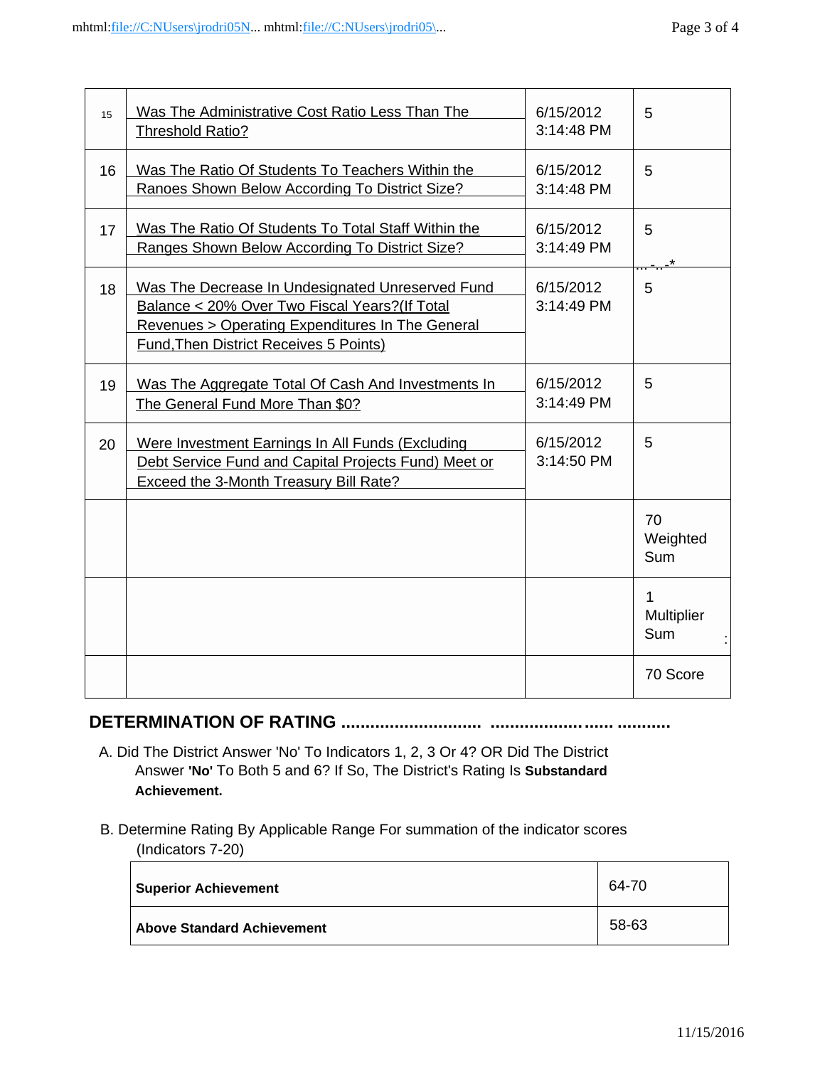| | | | |
|---|---|---|---|
| 15 | Was The Administrative Cost Ratio Less Than The Threshold Ratio? | 6/15/2012 3:14:48 PM | 5 |
| 16 | Was The Ratio Of Students To Teachers Within the Ranoes Shown Below According To District Size? | 6/15/2012 3:14:48 PM | 5 |
| 17 | Was The Ratio Of Students To Total Staff Within the Ranges Shown Below According To District Size? | 6/15/2012 3:14:49 PM | 5 |
| 18 | Was The Decrease In Undesignated Unreserved Fund Balance < 20% Over Two Fiscal Years?(If Total Revenues > Operating Expenditures In The General Fund,Then District Receives 5 Points) | 6/15/2012 3:14:49 PM | 5 |
| 19 | Was The Aggregate Total Of Cash And Investments In The General Fund More Than $0? | 6/15/2012 3:14:49 PM | 5 |
| 20 | Were Investment Earnings In All Funds (Excluding Debt Service Fund and Capital Projects Fund) Meet or Exceed the 3-Month Treasury Bill Rate? | 6/15/2012 3:14:50 PM | 5 |
| | | | 70 Weighted Sum |
| | | | 1 Multiplier Sum |
| | | | 70 Score |

## DETERMINATION OF RATING

A. Did The District Answer 'No' To Indicators 1, 2, 3 Or 4? OR Did The District Answer **'No'** To Both 5 and 6? If So, The District's Rating Is **Substandard Achievement.**

B. Determine Rating By Applicable Range For summation of the indicator scores (Indicators 7-20)

| | |
|---|---|
| **Superior Achievement** | 64-70 |
| **Above Standard Achievement** | 58-63 |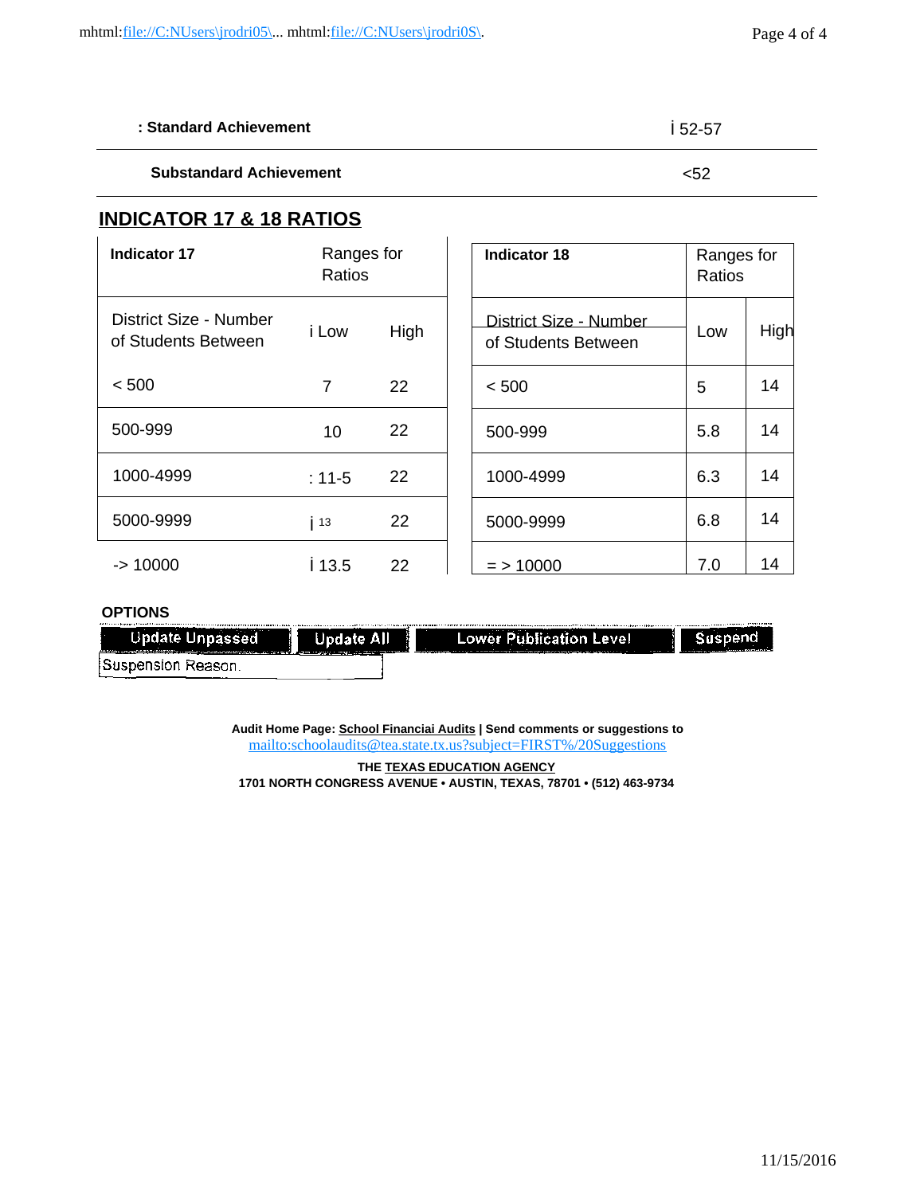| : Standard Achievement | ¡ 52-57 |
|---|---|
| Substandard Achievement | <52 |

## INDICATOR 17 & 18 RATIOS

| Indicator 17 | Ranges for Ratios | |
|---|---|---|
| District Size - Number of Students Between | i Low | High |
| < 500 | 7 | 22 |
| 500-999 | 10 | 22 |
| 1000-4999 | : 11-5 | 22 |
| 5000-9999 | ¡ 13 | 22 |
| -> 10000 | ¡ 13.5 | 22 |

| Indicator 18 | Ranges for Ratios | |
|---|---|---|
| District Size - Number of Students Between | Low | High |
| < 500 | 5 | 14 |
| 500-999 | 5.8 | 14 |
| 1000-4999 | 6.3 | 14 |
| 5000-9999 | 6.8 | 14 |
| = > 10000 | 7.0 | 14 |

**OPTIONS**

Update Unpassed | Update All | Lower Publication Level | Suspend

Suspension Reason.

**Audit Home Page: School Financiai Audits | Send comments or suggestions to** mailto:schoolaudits@tea.state.tx.us?subject=FIRST%20Suggestions

**THE TEXAS EDUCATION AGENCY**
**1701 NORTH CONGRESS AVENUE • AUSTIN, TEXAS, 78701 • (512) 463-9734**

11/15/2016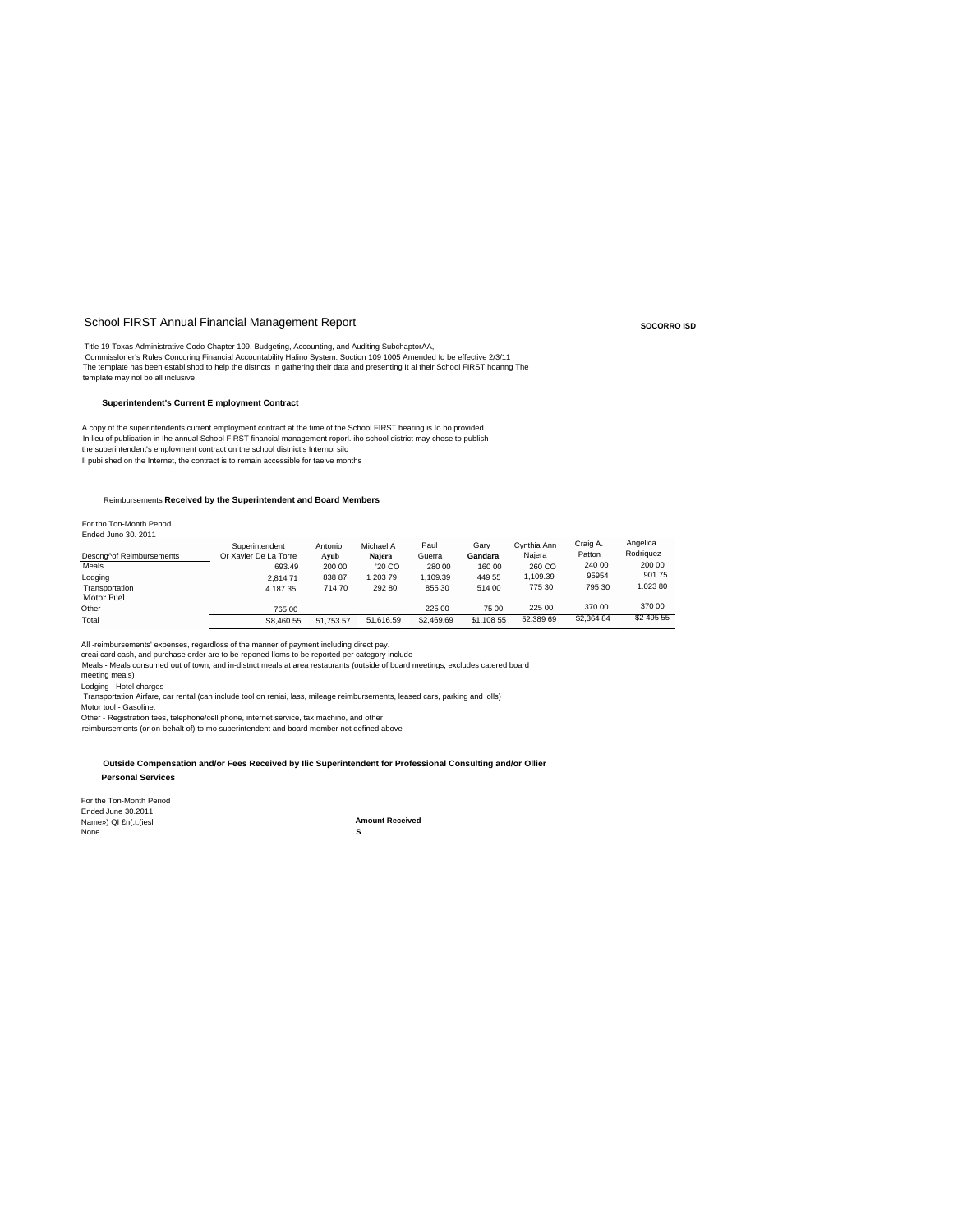# School FIRST Annual Financial Management Report

**SOCORRO ISD**

Title 19 Toxas Administrative Codo Chapter 109. Budgeting, Accounting, and Auditing SubchaptorAA,
Commisslonor's Rules Concoring Financial Accountability Halino System. Soction 109 1005 Amended lo be effective 2/3/11
The template has been establishod to help the distncts In gathering their data and presenting It al their School FIRST hoanng The template may nol bo all inclusive

### Superintendent's Current E mployment Contract

A copy of the superintendents current employment contract at the time of the School FIRST hearing is lo bo provided
In lieu of publication in lhe annual School FIRST financial management roporl. iho school district may chose to publish the superintendent's employment contract on the school distnict's Internoi silo
Il pubi shed on the Internet, the contract is to remain accessible for taelve months

### Reimbursements **Received by the Superintendent and Board Members**

For tho Ton-Month Penod
Ended Juno 30. 2011

| Descng^of Reimbursements | Superintendent Or Xavier De La Torre | Antonio Ayub | Michael A Najera | Paul Guerra | Gary Gandara | Cynthia Ann Najera | Craig A. Patton | Angelica Rodriquez |
|---|---|---|---|---|---|---|---|---|
| Meals | 693.49 | 200 00 | '20 CO | 280 00 | 160 00 | 260 CO | 240 00 | 200 00 |
| Lodging | 2,814 71 | 838 87 | 1 203 79 | 1,109.39 | 449 55 | 1,109.39 | 95954 | 901 75 |
| Transportation | 4.187 35 | 714 70 | 292 80 | 855 30 | 514 00 | 775 30 | 795 30 | 1.023 80 |
| Motor Fuel | | | | | | | | |
| Other | 765 00 | | | 225 00 | 75 00 | 225 00 | 370 00 | 370 00 |
| Total | S8,460 55 | 51,753 57 | 51,616.59 | $2,469.69 | $1,108 55 | 52.389 69 | $2,364 84 | $2 495 55 |

All -reimbursements' expenses, regardloss of the manner of payment including direct pay.
creai card cash, and purchase order are to be reponed lloms to be reported per category include
Meals - Meals consumed out of town, and in-distnct meals at area restaurants (outside of board meetings, excludes catered board meeting meals)
Lodging - Hotel charges
Transportation Airfare, car rental (can include tool on reniai, lass, mileage reimbursements, leased cars, parking and lolls)
Motor tool - Gasoline.
Other - Registration tees, telephone/cell phone, internet service, tax machino, and other reimbursements (or on-behalt of) to mo superintendent and board member not defined above

### Outside Compensation and/or Fees Received by Ilic Superintendent for Professional Consulting and/or Ollier Personal Services

For the Ton-Month Period
Ended June 30.2011

| Name») Ql £n(.t,(iesl | Amount Received |
|---|---|
| None | S |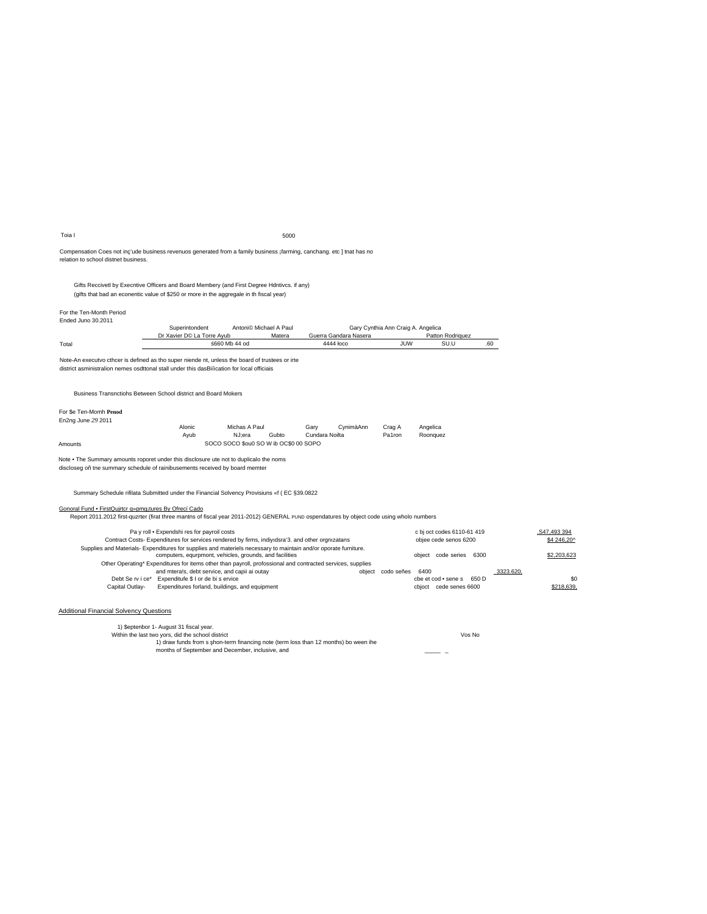| Toia I | 5000 |
|---|---|

Compensation Coes not inç'ude business revenuos generated from a family business ¡farming, canchang. etc ] tnat has no relation to school distnet business.

Gifts Reccivetl by Execntive Officers and Board Membery (and First Degree Hdntivcs. if any)
(gifts that bad an econentic value of $250 or more in the aggregale in th fiscal year)

For the Ten-Month Period
Ended Juno 30.2011

| | Superintondent | Antoni© Michael A Paul | | Gary Cynthia Ann Craig A. Angelica | | | |
|---|---|---|---|---|---|---|---|
| | Dr Xavier D© La Torre Ayub | | Matera | Guerra Gandara Nasera | | Patton Rodriquez | |
| Total | | š660 Mb 44 od | | 4444 łoco | JUW | SU.U | .60 |

Note-An executvo cthcer is defined as tho super niende nt, unless the board of trustees or irte district asministralion nemes osdttonal stall under this dasBiíication for local officiais

Business Transnctiohs Between School district and Board Mokers

For $e Ten-Momh **Penod**
En2ng June 29 2011

| | Alonic | Michas A Paul | | Gary | CynimäAnn | Crag A | Angelica |
|---|---|---|---|---|---|---|---|
| | Ayub | NJ;era | Gubto | Cundara Noilta | | Pa1ron | Roonquez |
| Amounts | SOCO SOCO $ou0 SO W ib OC$0 00 SOPO | | | | | | |

Note • The Summary amounts roporet under this disclosure ute not to duplicalo the noms discloseg oñ tne summary schedule of rainibusements received by board memter

Summary Schedule rifilata Submitted under the Financial Solvency Provisiuns «f ( EC §39.0822

Gonoral Fund • FirstQujrtcr q»pmg¡tures By Ofrecí Cado
Report 2011.2012 first-quzrter (firat three mantns of fiscal year 2011-2012) GENERAL PUND ospendatures by object code using wholo numbers

| | | | |
|---|---|---|---|
| Pa y roll • Expendshi res for payroil costs | c bj oct codes 6110-61 419 | | .S47,493 394 |
| Contract Costs- Expenditures for services rendered by firms, indiyıdsra'3. and other orgnızatans | objee cede senos 6200 | | $4 246,20^ |
| Supplies and Materials- Expenditures for supplies and materiels necessary to maintain and/or oporate furniture. computers, equrpmont, vehicles, grounds, and facilities | object code series 6300 | | $2,203,623 |
| Other Operating* Expenditures for items other than payroll, profossional and contracted services, supplies and mteral's, debt service, and capii ai outay | object codo señes 6400 | 3323.620. | |
| Debt Se rv i ce* Expenditufe $ I or de bi s ervice | cbe et cod • sene s 650 D | | $0 |
| Capital Outlay- Expenditures forland, buildings, and equipment | cbjoct cede senes 6600 | | $218,639. |

Additional Financial Solvency Questions

1) $eptenbor 1- August 31 fiscal year.
Within the last two yors, did the school district — Vos No
1) draw funds from s şhon-term financing note (term loss than 12 months) bo ween ihe months of September and December, inclusive, and ____ _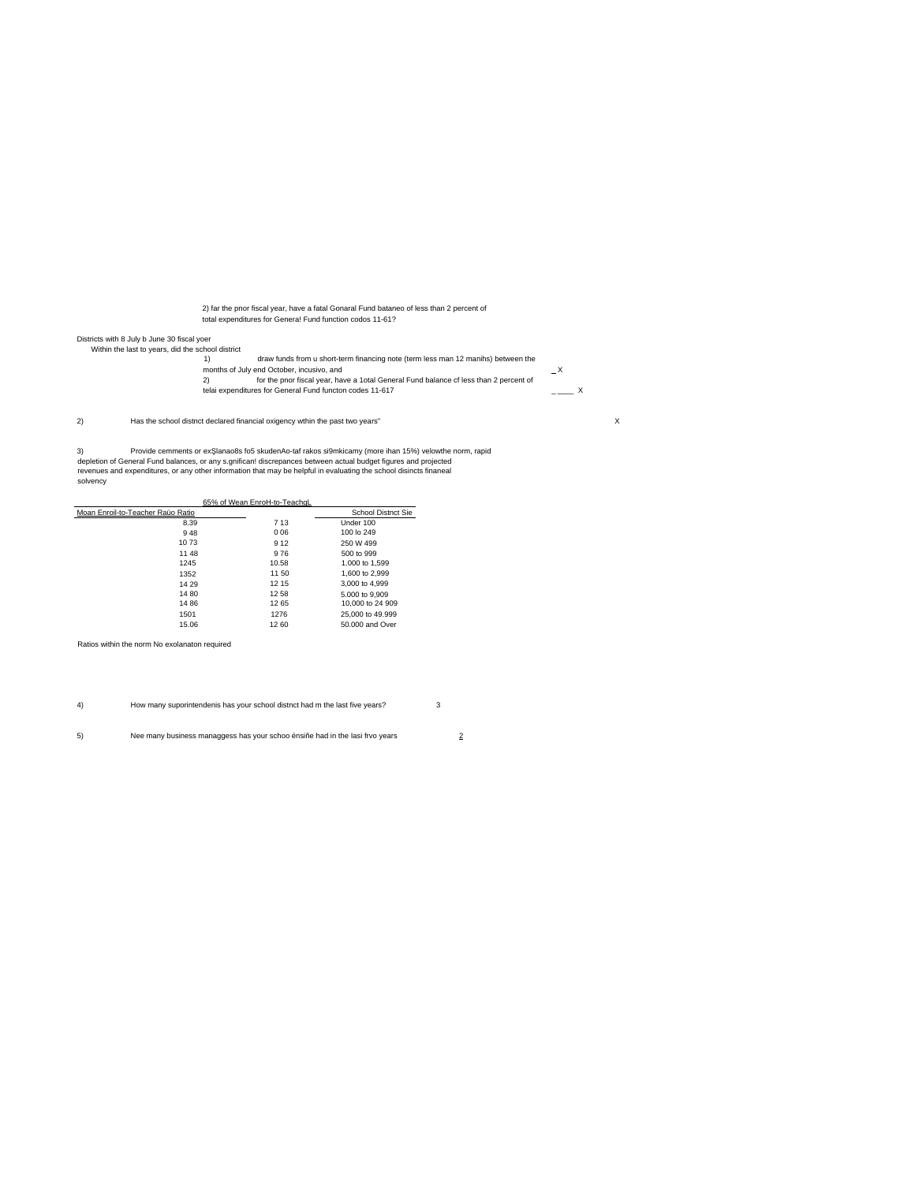2) far the pnor fiscal year, have a fatal Gonaral Fund bataneo of less than 2 percent of total expenditures for Genera! Fund function codos 11-61?

Districts with 8 July b June 30 fiscal yoer

Within the last to years, did the school district

1) draw funds from u short-term financing note (term less man 12 manihs) between the months of July end October, incusivo, and _X

2) for the pnor fiscal year, have a 1otal General Fund balance cf less than 2 percent of telai expenditures for General Fund functon codes 11-617 _ ____ X

2) Has the school distnct declared financial oxigency wthin the past two years" X

3) Provide cemments or exȘlanao8s fo5 skudenAo-taf rakos si9mkicamy (more ihan 15%) velowthe norm, rapid depletion of General Fund balances, or any s.gnifican! discrepances between actual budget figures and projected revenues and expenditures, or any other information that may be helpful in evaluating the school disincts finaneal solvency

| Moan Enroil-to-Teacher Raüo Ratio | 65% of Wean EnroH-to-TeachgL | School Distnct Sie |
|---|---|---|
| 8.39 | 7 13 | Under 100 |
| 9 48 | 0 06 | 100 lo 249 |
| 10 73 | 9 12 | 250 W 499 |
| 11 48 | 9 76 | 500 to 999 |
| 1245 | 10.58 | 1.000 to 1,599 |
| 1352 | 11 50 | 1,600 to 2,999 |
| 14 29 | 12 15 | 3,000 to 4,999 |
| 14 80 | 12 58 | 5.000 to 9,909 |
| 14 86 | 12 65 | 10,000 to 24 909 |
| 1501 | 1276 | 25,000 to 49.999 |
| 15.06 | 12 60 | 50.000 and Over |

Ratios within the norm No exolanaton required

4) How many suporintendenis has your school distnct had m the last five years? 3

5) Nee many business managgess has your schoo énsiñe had in the lasi frvo years 2